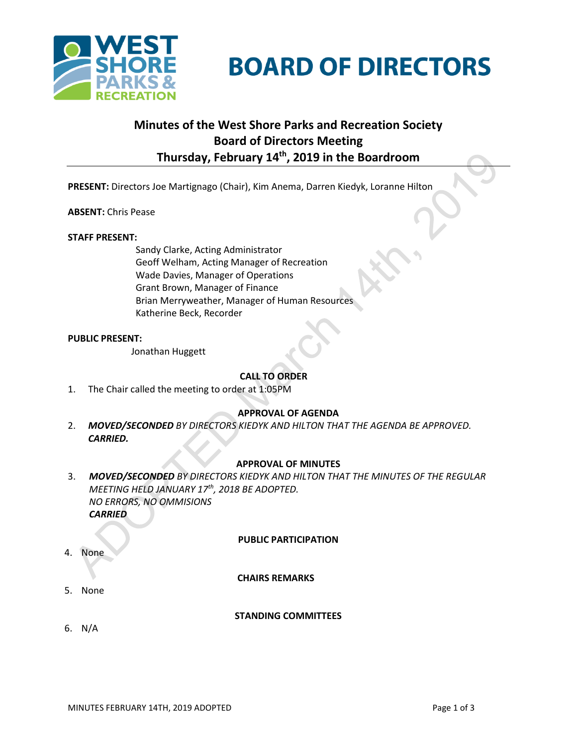# BOARD OF DIRECTORS

## Minutes of the West Shore Parks and Recreation Society Board of Directors Meeting Thursday, February 14th, 2019 in the Boardroom

**PRESENT:** Directors Joe Martignago (Chair), Kim Anema, Darren Kiedyk, Loranne Hilton

**ABSENT:** Chris Pease

**STAFF PRESENT:**

Sandy Clarke, Acting Administrator
Geoff Welham, Acting Manager of Recreation
Wade Davies, Manager of Operations
Grant Brown, Manager of Finance
Brian Merryweather, Manager of Human Resources
Katherine Beck, Recorder

**PUBLIC PRESENT:**

Jonathan Huggett

**CALL TO ORDER**

1. The Chair called the meeting to order at 1:05PM

**APPROVAL OF AGENDA**

2. ***MOVED/SECONDED*** *BY DIRECTORS KIEDYK AND HILTON THAT THE AGENDA BE APPROVED.* ***CARRIED.***

**APPROVAL OF MINUTES**

3. ***MOVED/SECONDED*** *BY DIRECTORS KIEDYK AND HILTON THAT THE MINUTES OF THE REGULAR MEETING HELD JANUARY 17th, 2018 BE ADOPTED.*
   *NO ERRORS, NO OMMISIONS*
   ***CARRIED***

**PUBLIC PARTICIPATION**

4. None

**CHAIRS REMARKS**

5. None

**STANDING COMMITTEES**

6. N/A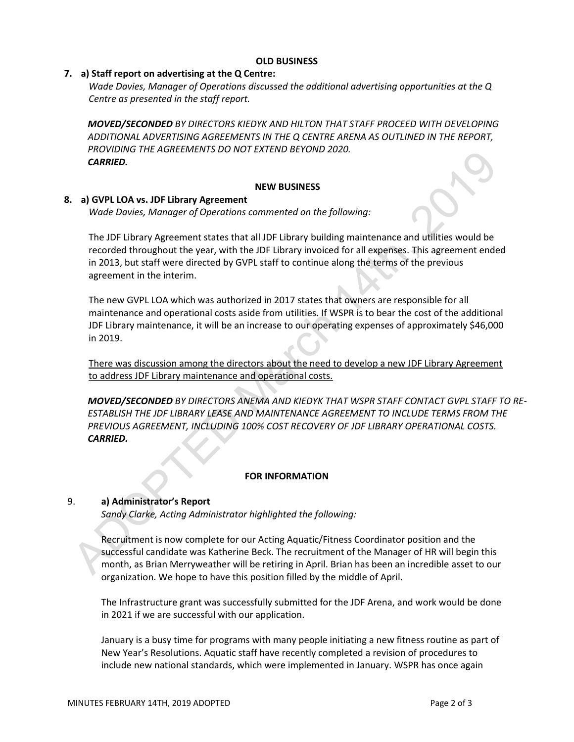**OLD BUSINESS**

**7. a) Staff report on advertising at the Q Centre:**

*Wade Davies, Manager of Operations discussed the additional advertising opportunities at the Q Centre as presented in the staff report.*

***MOVED/SECONDED** BY DIRECTORS KIEDYK AND HILTON THAT STAFF PROCEED WITH DEVELOPING ADDITIONAL ADVERTISING AGREEMENTS IN THE Q CENTRE ARENA AS OUTLINED IN THE REPORT, PROVIDING THE AGREEMENTS DO NOT EXTEND BEYOND 2020.*
***CARRIED.***

**NEW BUSINESS**

**8. a) GVPL LOA vs. JDF Library Agreement**

*Wade Davies, Manager of Operations commented on the following:*

The JDF Library Agreement states that all JDF Library building maintenance and utilities would be recorded throughout the year, with the JDF Library invoiced for all expenses. This agreement ended in 2013, but staff were directed by GVPL staff to continue along the terms of the previous agreement in the interim.

The new GVPL LOA which was authorized in 2017 states that owners are responsible for all maintenance and operational costs aside from utilities. If WSPR is to bear the cost of the additional JDF Library maintenance, it will be an increase to our operating expenses of approximately $46,000 in 2019.

<u>There was discussion among the directors about the need to develop a new JDF Library Agreement to address JDF Library maintenance and operational costs.</u>

***MOVED/SECONDED** BY DIRECTORS ANEMA AND KIEDYK THAT WSPR STAFF CONTACT GVPL STAFF TO RE-ESTABLISH THE JDF LIBRARY LEASE AND MAINTENANCE AGREEMENT TO INCLUDE TERMS FROM THE PREVIOUS AGREEMENT, INCLUDING 100% COST RECOVERY OF JDF LIBRARY OPERATIONAL COSTS.*
***CARRIED.***

**FOR INFORMATION**

9. **a) Administrator's Report**

*Sandy Clarke, Acting Administrator highlighted the following:*

Recruitment is now complete for our Acting Aquatic/Fitness Coordinator position and the successful candidate was Katherine Beck. The recruitment of the Manager of HR will begin this month, as Brian Merryweather will be retiring in April. Brian has been an incredible asset to our organization. We hope to have this position filled by the middle of April.

The Infrastructure grant was successfully submitted for the JDF Arena, and work would be done in 2021 if we are successful with our application.

January is a busy time for programs with many people initiating a new fitness routine as part of New Year's Resolutions. Aquatic staff have recently completed a revision of procedures to include new national standards, which were implemented in January. WSPR has once again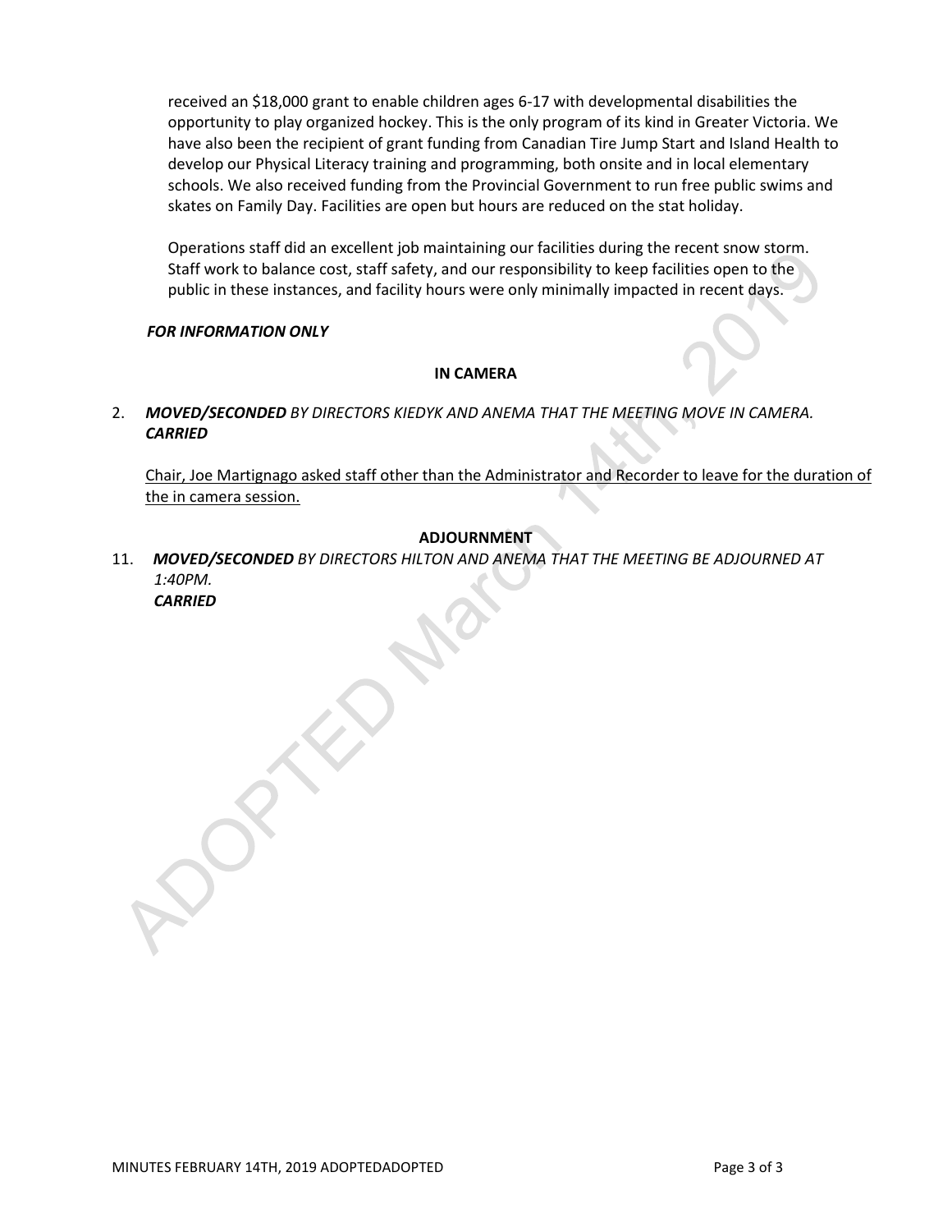received an $18,000 grant to enable children ages 6-17 with developmental disabilities the opportunity to play organized hockey. This is the only program of its kind in Greater Victoria. We have also been the recipient of grant funding from Canadian Tire Jump Start and Island Health to develop our Physical Literacy training and programming, both onsite and in local elementary schools. We also received funding from the Provincial Government to run free public swims and skates on Family Day. Facilities are open but hours are reduced on the stat holiday.

Operations staff did an excellent job maintaining our facilities during the recent snow storm. Staff work to balance cost, staff safety, and our responsibility to keep facilities open to the public in these instances, and facility hours were only minimally impacted in recent days.

***FOR INFORMATION ONLY***

**IN CAMERA**

2. ***MOVED/SECONDED*** *BY DIRECTORS KIEDYK AND ANEMA THAT THE MEETING MOVE IN CAMERA.* ***CARRIED***

   <u>Chair, Joe Martignago asked staff other than the Administrator and Recorder to leave for the duration of the in camera session.</u>

**ADJOURNMENT**

11. ***MOVED/SECONDED*** *BY DIRECTORS HILTON AND ANEMA THAT THE MEETING BE ADJOURNED AT 1:40PM.*
    ***CARRIED***

ADOPTED March 14th, 2019